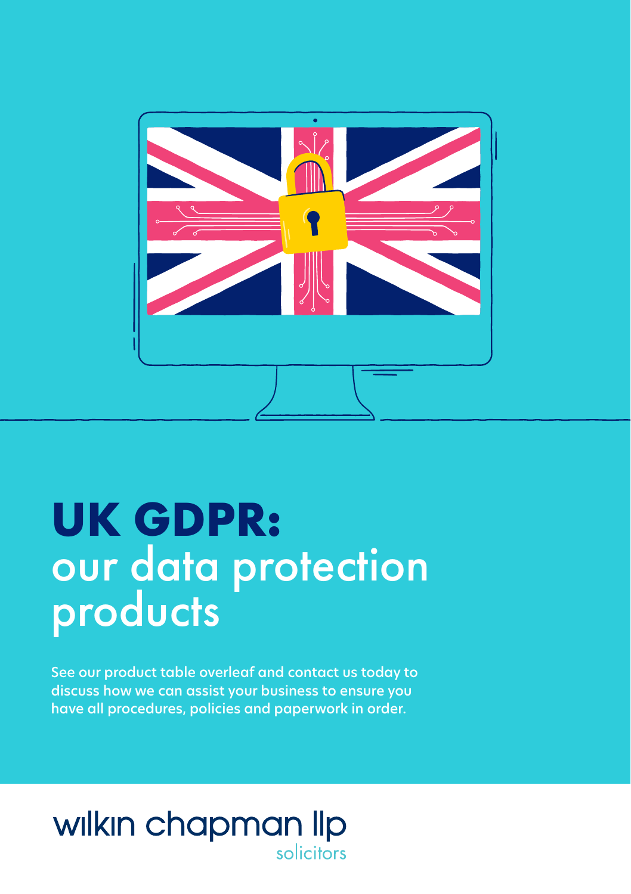# UK GDPR: our data protection products

See our product table overleaf and contact us today to discuss how we can assist your business to ensure you have all procedures, policies and paperwork in order.

wilkin chapman llp
solicitors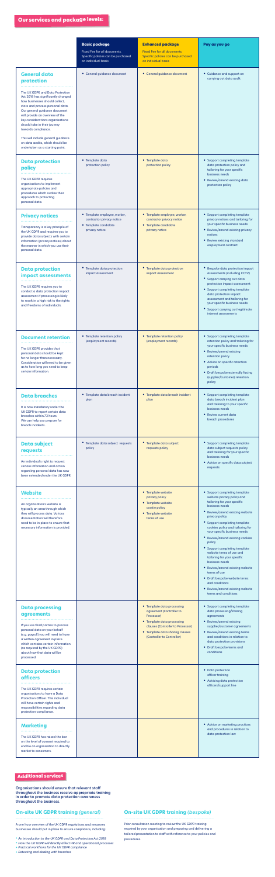## Our services and package levels:

| | **Basic package**<br>Fixed Fee for all documents. Specific policies can be purchased on individual basis | **Enhanced package**<br>Fixed Fee for all documents. Specific policies can be purchased on individual basis | **Pay as you go** |
|---|---|---|---|
| **General data protection**<br><br>The UK GDPR and Data Protection Act 2018 has significantly changed how businesses should collect, store and process personal data. Our general guidance document will provide an overview of the key considerations organisations should take in their journey towards compliance.<br><br>This will include general guidance on data audits, which should be undertaken as a starting point. | • General guidance document | • General guidance document | • Guidance and support on carrying out data audit |
| **Data protection policy**<br><br>The UK GDPR requires organisations to implement appropriate policies and procedures which outline their approach to protecting personal data. | • Template data protection policy | • Template data protection policy | • Support completing template data protection policy and tailoring for your specific business needs<br>• Review/amend existing data protection policy |
| **Privacy notices**<br><br>Transparency is a key principle of the UK GDPR and requires you to provide data subjects with certain information (privacy notices) about the manner in which you use their personal data. | • Template employee, worker, contractor privacy notice<br>• Template candidate privacy notice | • Template employee, worker, contractor privacy notice<br>• Template candidate privacy notice | • Support completing template privacy notices and tailoring for your specific business needs<br>• Review/amend existing privacy notices<br>• Review existing standard employment contract |
| **Data protection impact assessments**<br><br>The UK GDPR requires you to conduct a data protection impact assessment if processing is likely to result in a high risk to the rights and freedoms of individuals. | • Template data protection impact assessment | • Template data protection impact assessment | • Bespoke data protection impact assessments (including CCTV)<br>• Support carrying out data protection impact assessment<br>• Support completing template data protection impact assessment and tailoring for your specific business needs<br>• Support carrying out legitimate interest assessments |
| **Document retention**<br><br>The UK GDPR provides that personal data should be kept for no longer than necessary. Consideration will need to be given as to how long you need to keep certain information. | • Template retention policy (employment records) | • Template retention policy (employment records) | • Support completing template retention policy and tailoring for your specific business needs<br>• Review/amend existing retention policy<br>• Advice on specific retention periods<br>• Draft bespoke externally facing (supplier/customer) retention policy |
| **Data breaches**<br><br>It is now mandatory under the UK GDPR to report certain data breaches within 72 hours. We can help you prepare for breach incidents. | • Template data breach incident plan | • Template data breach incident plan | • Support completing template data breach incident plan and tailoring for your specific business needs<br>• Review current data breach procedures |
| **Data subject requests**<br><br>An individual's right to request certain information and action regarding personal data has now been extended under the UK GDPR. | • Template data subject requests policy | • Template data subject requests policy | • Support completing template data subject requests policy and tailoring for your specific business needs<br>• Advice on specific data subject requests |
| **Website**<br><br>An organisation's website is typically an area through which they will process data. Various documentation will therefore need to be in place to ensure that necessary information is provided. | | • Template website privacy policy<br>• Template website cookie policy<br>• Template website terms of use | • Support completing template website privacy policy and tailoring for your specific business needs<br>• Review/amend existing website privacy policy<br>• Support completing template cookies policy and tailoring for your specific business needs<br>• Review/amend existing cookies policy<br>• Support completing template website terms of use and tailoring for your specific business needs<br>• Review/amend existing website terms of use<br>• Draft bespoke website terms and conditions<br>• Review/amend existing website terms and conditions |
| **Data processing agreements**<br><br>If you use third parties to process personal data on your behalf (e.g. payroll) you will need to have a written agreement in place which contains certain information (as required by the UK GDPR) about how that data will be processed. | | • Template data processing agreement (Controller to Processor)<br>• Template data processing clauses (Controller to Processor)<br>• Template data sharing clauses (Controller to Controller) | • Support completing template data processing/sharing agreements<br>• Review/amend existing supplier/customer agreements<br>• Review/amend existing terms and conditions in relation to data protection provisions<br>• Draft bespoke terms and conditions |
| **Data protection officers**<br><br>The UK GDPR requires certain organisations to have a Data Protection Officer. This individual will have certain rights and responsibilities regarding data protection compliance. | | | • Data protection officer training<br>• Advising data protection officers/support line |
| **Marketing**<br><br>The UK GDPR has raised the bar on the level of consent required to enable an organisation to directly market to consumers. | | | • Advice on marketing practices and procedures in relation to data protection law |

## Additional services

**Organisations should ensure that relevant staff throughout the business receive appropriate training in order to promote data protection awareness throughout the business.**

### On-site UK GDPR training *(general)*

A one hour overview of the UK GDPR regulations and measures businesses should put in place to ensure compliance, including:

- *An introduction to the UK GDPR and Data Protection Act 2018*
- *How the UK GDPR will directly affect HR and operational processes*
- *Practical workflows for the UK GDPR compliance*
- *Detecting and dealing with breaches*

### On-site UK GDPR training *(bespoke)*

Prior consultation meeting to review the UK GDPR training required by your organisation and preparing and delivering a tailored presentation to staff with reference to your policies and procedures.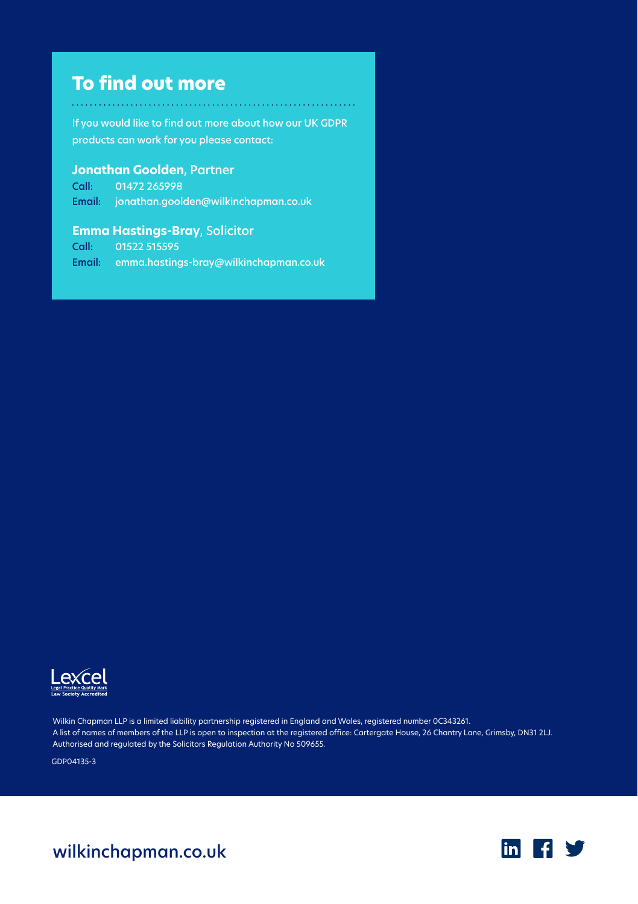## To find out more

If you would like to find out more about how our UK GDPR products can work for you please contact:

**Jonathan Goolden**, Partner
**Call:** 01472 265998
**Email:** jonathan.goolden@wilkinchapman.co.uk

**Emma Hastings-Bray**, Solicitor
**Call:** 01522 515595
**Email:** emma.hastings-bray@wilkinchapman.co.uk

Lexcel
Legal Practice Quality Mark
Law Society Accredited

Wilkin Chapman LLP is a limited liability partnership registered in England and Wales, registered number 0C343261.
A list of names of members of the LLP is open to inspection at the registered office: Cartergate House, 26 Chantry Lane, Grimsby, DN31 2LJ.
Authorised and regulated by the Solicitors Regulation Authority No 509655.

GDP04135-3

**wilkinchapman.co.uk**